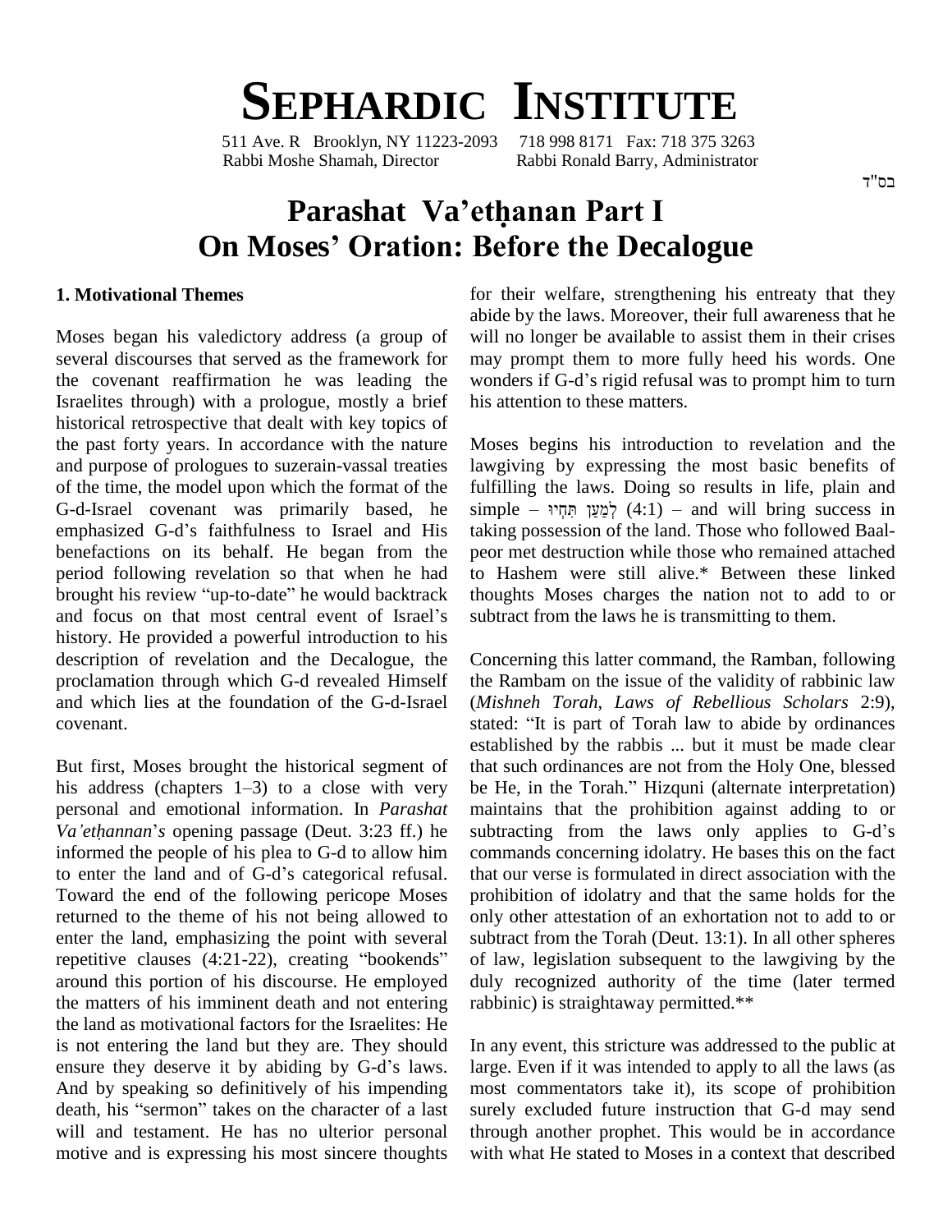# SEPHARDIC INSTITUTE

511 Ave. R Brooklyn, NY 11223-2093 718 998 8171 Fax: 718 375 3263
Rabbi Moshe Shamah, Director Rabbi Ronald Barry, Administrator

בס"ד

# Parashat Va'etḥanan Part I
# On Moses' Oration: Before the Decalogue

## 1. Motivational Themes

Moses began his valedictory address (a group of several discourses that served as the framework for the covenant reaffirmation he was leading the Israelites through) with a prologue, mostly a brief historical retrospective that dealt with key topics of the past forty years. In accordance with the nature and purpose of prologues to suzerain-vassal treaties of the time, the model upon which the format of the G-d-Israel covenant was primarily based, he emphasized G-d's faithfulness to Israel and His benefactions on its behalf. He began from the period following revelation so that when he had brought his review "up-to-date" he would backtrack and focus on that most central event of Israel's history. He provided a powerful introduction to his description of revelation and the Decalogue, the proclamation through which G-d revealed Himself and which lies at the foundation of the G-d-Israel covenant.

But first, Moses brought the historical segment of his address (chapters 1–3) to a close with very personal and emotional information. In *Parashat Va'etḥannan*'s opening passage (Deut. 3:23 ff.) he informed the people of his plea to G-d to allow him to enter the land and of G-d's categorical refusal. Toward the end of the following pericope Moses returned to the theme of his not being allowed to enter the land, emphasizing the point with several repetitive clauses (4:21-22), creating "bookends" around this portion of his discourse. He employed the matters of his imminent death and not entering the land as motivational factors for the Israelites: He is not entering the land but they are. They should ensure they deserve it by abiding by G-d's laws. And by speaking so definitively of his impending death, his "sermon" takes on the character of a last will and testament. He has no ulterior personal motive and is expressing his most sincere thoughts for their welfare, strengthening his entreaty that they abide by the laws. Moreover, their full awareness that he will no longer be available to assist them in their crises may prompt them to more fully heed his words. One wonders if G-d's rigid refusal was to prompt him to turn his attention to these matters.

Moses begins his introduction to revelation and the lawgiving by expressing the most basic benefits of fulfilling the laws. Doing so results in life, plain and simple – לְמַעַן תִּחְיוּ (4:1) – and will bring success in taking possession of the land. Those who followed Baal-peor met destruction while those who remained attached to Hashem were still alive.* Between these linked thoughts Moses charges the nation not to add to or subtract from the laws he is transmitting to them.

Concerning this latter command, the Ramban, following the Rambam on the issue of the validity of rabbinic law (*Mishneh Torah*, *Laws of Rebellious Scholars* 2:9), stated: "It is part of Torah law to abide by ordinances established by the rabbis ... but it must be made clear that such ordinances are not from the Holy One, blessed be He, in the Torah." Hizquni (alternate interpretation) maintains that the prohibition against adding to or subtracting from the laws only applies to G-d's commands concerning idolatry. He bases this on the fact that our verse is formulated in direct association with the prohibition of idolatry and that the same holds for the only other attestation of an exhortation not to add to or subtract from the Torah (Deut. 13:1). In all other spheres of law, legislation subsequent to the lawgiving by the duly recognized authority of the time (later termed rabbinic) is straightaway permitted.**

In any event, this stricture was addressed to the public at large. Even if it was intended to apply to all the laws (as most commentators take it), its scope of prohibition surely excluded future instruction that G-d may send through another prophet. This would be in accordance with what He stated to Moses in a context that described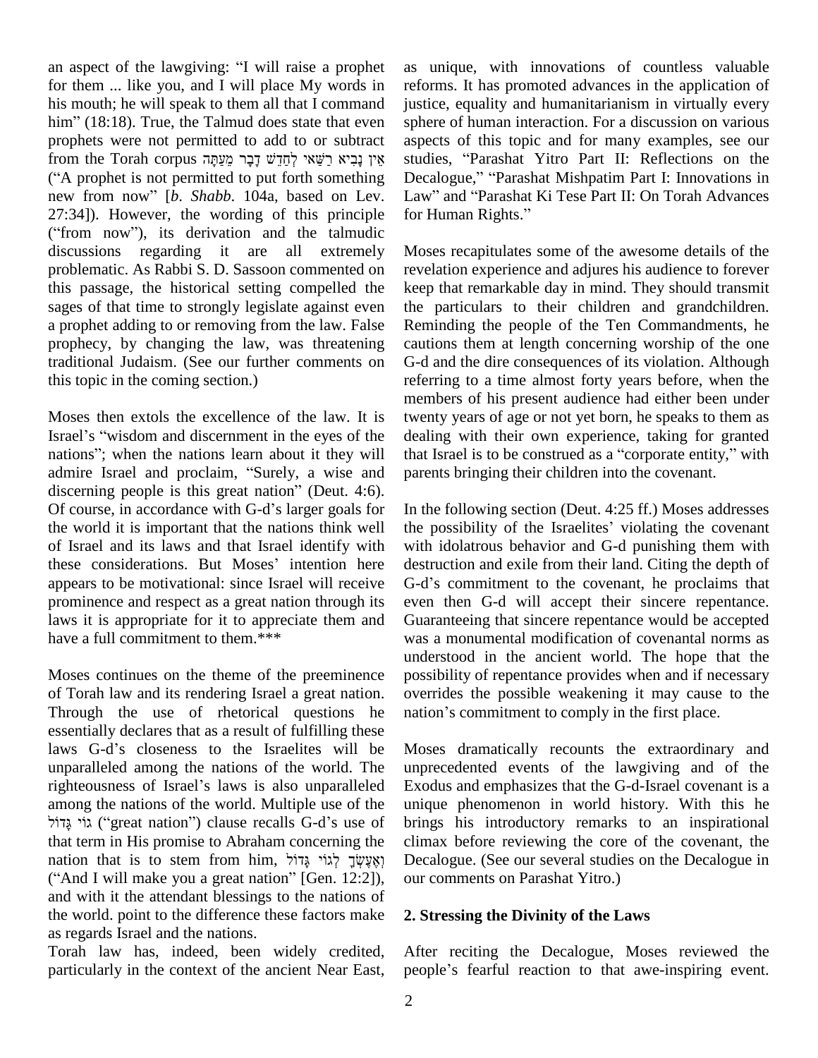an aspect of the lawgiving: "I will raise a prophet for them ... like you, and I will place My words in his mouth; he will speak to them all that I command him" (18:18). True, the Talmud does state that even prophets were not permitted to add to or subtract from the Torah corpus אֵין נָבִיא רַשַּׁאי לְחַדֵּשׁ דָּבָר מֵעַתָּה ("A prophet is not permitted to put forth something new from now" [*b*. *Shabb*. 104a, based on Lev. 27:34]). However, the wording of this principle ("from now"), its derivation and the talmudic discussions regarding it are all extremely problematic. As Rabbi S. D. Sassoon commented on this passage, the historical setting compelled the sages of that time to strongly legislate against even a prophet adding to or removing from the law. False prophecy, by changing the law, was threatening traditional Judaism. (See our further comments on this topic in the coming section.)

Moses then extols the excellence of the law. It is Israel's "wisdom and discernment in the eyes of the nations"; when the nations learn about it they will admire Israel and proclaim, "Surely, a wise and discerning people is this great nation" (Deut. 4:6). Of course, in accordance with G-d's larger goals for the world it is important that the nations think well of Israel and its laws and that Israel identify with these considerations. But Moses' intention here appears to be motivational: since Israel will receive prominence and respect as a great nation through its laws it is appropriate for it to appreciate them and have a full commitment to them.***

Moses continues on the theme of the preeminence of Torah law and its rendering Israel a great nation. Through the use of rhetorical questions he essentially declares that as a result of fulfilling these laws G-d's closeness to the Israelites will be unparalleled among the nations of the world. The righteousness of Israel's laws is also unparalleled among the nations of the world. Multiple use of the גּוֹי גָּדוֹל ("great nation") clause recalls G-d's use of that term in His promise to Abraham concerning the nation that is to stem from him, וְאֶעֶשְׂךָ לְגוֹי גָּדוֹל ("And I will make you a great nation" [Gen. 12:2]), and with it the attendant blessings to the nations of the world. point to the difference these factors make as regards Israel and the nations.

Torah law has, indeed, been widely credited, particularly in the context of the ancient Near East, as unique, with innovations of countless valuable reforms. It has promoted advances in the application of justice, equality and humanitarianism in virtually every sphere of human interaction. For a discussion on various aspects of this topic and for many examples, see our studies, "Parashat Yitro Part II: Reflections on the Decalogue," "Parashat Mishpatim Part I: Innovations in Law" and "Parashat Ki Tese Part II: On Torah Advances for Human Rights."

Moses recapitulates some of the awesome details of the revelation experience and adjures his audience to forever keep that remarkable day in mind. They should transmit the particulars to their children and grandchildren. Reminding the people of the Ten Commandments, he cautions them at length concerning worship of the one G-d and the dire consequences of its violation. Although referring to a time almost forty years before, when the members of his present audience had either been under twenty years of age or not yet born, he speaks to them as dealing with their own experience, taking for granted that Israel is to be construed as a "corporate entity," with parents bringing their children into the covenant.

In the following section (Deut. 4:25 ff.) Moses addresses the possibility of the Israelites' violating the covenant with idolatrous behavior and G-d punishing them with destruction and exile from their land. Citing the depth of G-d's commitment to the covenant, he proclaims that even then G-d will accept their sincere repentance. Guaranteeing that sincere repentance would be accepted was a monumental modification of covenantal norms as understood in the ancient world. The hope that the possibility of repentance provides when and if necessary overrides the possible weakening it may cause to the nation's commitment to comply in the first place.

Moses dramatically recounts the extraordinary and unprecedented events of the lawgiving and of the Exodus and emphasizes that the G-d-Israel covenant is a unique phenomenon in world history. With this he brings his introductory remarks to an inspirational climax before reviewing the core of the covenant, the Decalogue. (See our several studies on the Decalogue in our comments on Parashat Yitro.)

## 2. Stressing the Divinity of the Laws

After reciting the Decalogue, Moses reviewed the people's fearful reaction to that awe-inspiring event.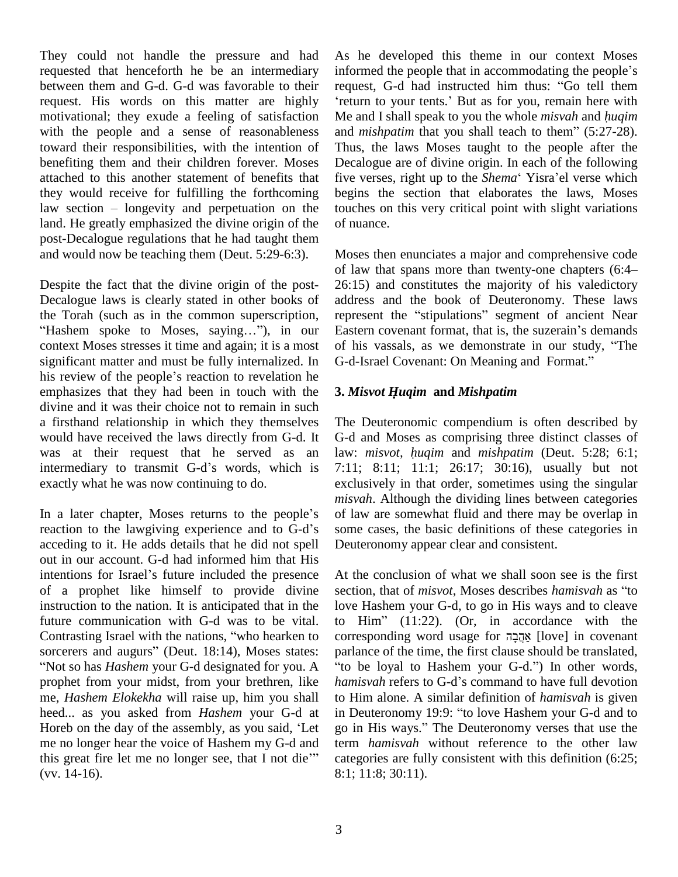They could not handle the pressure and had requested that henceforth he be an intermediary between them and G-d. G-d was favorable to their request. His words on this matter are highly motivational; they exude a feeling of satisfaction with the people and a sense of reasonableness toward their responsibilities, with the intention of benefiting them and their children forever. Moses attached to this another statement of benefits that they would receive for fulfilling the forthcoming law section – longevity and perpetuation on the land. He greatly emphasized the divine origin of the post-Decalogue regulations that he had taught them and would now be teaching them (Deut. 5:29-6:3).

Despite the fact that the divine origin of the post-Decalogue laws is clearly stated in other books of the Torah (such as in the common superscription, "Hashem spoke to Moses, saying…"), in our context Moses stresses it time and again; it is a most significant matter and must be fully internalized. In his review of the people's reaction to revelation he emphasizes that they had been in touch with the divine and it was their choice not to remain in such a firsthand relationship in which they themselves would have received the laws directly from G-d. It was at their request that he served as an intermediary to transmit G-d's words, which is exactly what he was now continuing to do.

In a later chapter, Moses returns to the people's reaction to the lawgiving experience and to G-d's acceding to it. He adds details that he did not spell out in our account. G-d had informed him that His intentions for Israel's future included the presence of a prophet like himself to provide divine instruction to the nation. It is anticipated that in the future communication with G-d was to be vital. Contrasting Israel with the nations, "who hearken to sorcerers and augurs" (Deut. 18:14), Moses states: "Not so has *Hashem* your G-d designated for you. A prophet from your midst, from your brethren, like me, *Hashem Elokekha* will raise up, him you shall heed... as you asked from *Hashem* your G-d at Horeb on the day of the assembly, as you said, 'Let me no longer hear the voice of Hashem my G-d and this great fire let me no longer see, that I not die'" (vv. 14-16).

As he developed this theme in our context Moses informed the people that in accommodating the people's request, G-d had instructed him thus: "Go tell them 'return to your tents.' But as for you, remain here with Me and I shall speak to you the whole *misvah* and *ḥuqim* and *mishpatim* that you shall teach to them" (5:27-28). Thus, the laws Moses taught to the people after the Decalogue are of divine origin. In each of the following five verses, right up to the *Shema*' Yisra'el verse which begins the section that elaborates the laws, Moses touches on this very critical point with slight variations of nuance.

Moses then enunciates a major and comprehensive code of law that spans more than twenty-one chapters (6:4–26:15) and constitutes the majority of his valedictory address and the book of Deuteronomy. These laws represent the "stipulations" segment of ancient Near Eastern covenant format, that is, the suzerain's demands of his vassals, as we demonstrate in our study, "The G-d-Israel Covenant: On Meaning and Format."

### 3. *Misvot Ḥuqim* and *Mishpatim*

The Deuteronomic compendium is often described by G-d and Moses as comprising three distinct classes of law: *misvot*, *ḥuqim* and *mishpatim* (Deut. 5:28; 6:1; 7:11; 8:11; 11:1; 26:17; 30:16), usually but not exclusively in that order, sometimes using the singular *misvah*. Although the dividing lines between categories of law are somewhat fluid and there may be overlap in some cases, the basic definitions of these categories in Deuteronomy appear clear and consistent.

At the conclusion of what we shall soon see is the first section, that of *misvot*, Moses describes *hamisvah* as "to love Hashem your G-d, to go in His ways and to cleave to Him" (11:22). (Or, in accordance with the corresponding word usage for אַהֲבָה [love] in covenant parlance of the time, the first clause should be translated, "to be loyal to Hashem your G-d.") In other words, *hamisvah* refers to G-d's command to have full devotion to Him alone. A similar definition of *hamisvah* is given in Deuteronomy 19:9: "to love Hashem your G-d and to go in His ways." The Deuteronomy verses that use the term *hamisvah* without reference to the other law categories are fully consistent with this definition (6:25; 8:1; 11:8; 30:11).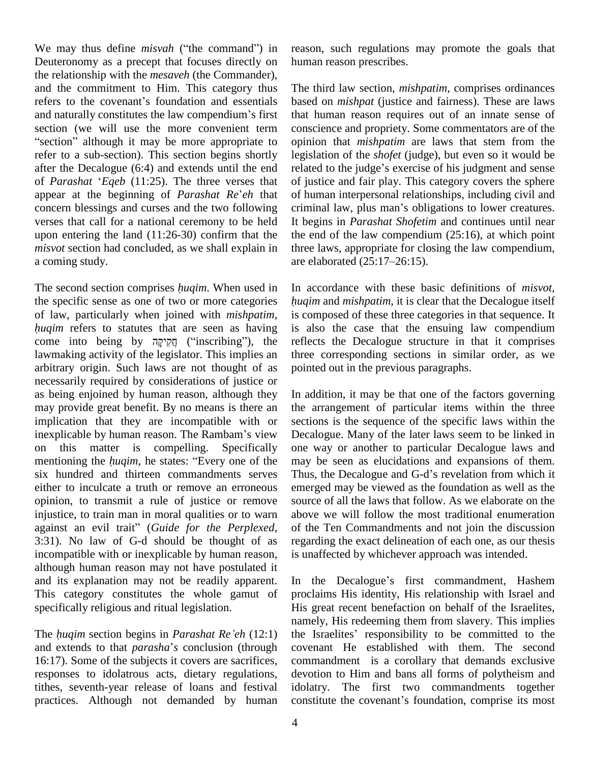We may thus define *misvah* ("the command") in Deuteronomy as a precept that focuses directly on the relationship with the *mesaveh* (the Commander), and the commitment to Him. This category thus refers to the covenant's foundation and essentials and naturally constitutes the law compendium's first section (we will use the more convenient term "section" although it may be more appropriate to refer to a sub-section). This section begins shortly after the Decalogue (6:4) and extends until the end of *Parashat* '*Eqeb* (11:25). The three verses that appear at the beginning of *Parashat Re*'*eh* that concern blessings and curses and the two following verses that call for a national ceremony to be held upon entering the land (11:26-30) confirm that the *misvot* section had concluded, as we shall explain in a coming study.

The second section comprises *ḥuqim*. When used in the specific sense as one of two or more categories of law, particularly when joined with *mishpatim*, *ḥuqim* refers to statutes that are seen as having come into being by חֲקִיקָה ("inscribing"), the lawmaking activity of the legislator. This implies an arbitrary origin. Such laws are not thought of as necessarily required by considerations of justice or as being enjoined by human reason, although they may provide great benefit. By no means is there an implication that they are incompatible with or inexplicable by human reason. The Rambam's view on this matter is compelling. Specifically mentioning the *ḥuqim*, he states: "Every one of the six hundred and thirteen commandments serves either to inculcate a truth or remove an erroneous opinion, to transmit a rule of justice or remove injustice, to train man in moral qualities or to warn against an evil trait" (*Guide for the Perplexed*, 3:31). No law of G-d should be thought of as incompatible with or inexplicable by human reason, although human reason may not have postulated it and its explanation may not be readily apparent. This category constitutes the whole gamut of specifically religious and ritual legislation.

The *ḥuqim* section begins in *Parashat Re'eh* (12:1) and extends to that *parasha*'*s* conclusion (through 16:17). Some of the subjects it covers are sacrifices, responses to idolatrous acts, dietary regulations, tithes, seventh-year release of loans and festival practices. Although not demanded by human reason, such regulations may promote the goals that human reason prescribes.

The third law section, *mishpatim*, comprises ordinances based on *mishpat* (justice and fairness). These are laws that human reason requires out of an innate sense of conscience and propriety. Some commentators are of the opinion that *mishpatim* are laws that stem from the legislation of the *shofet* (judge), but even so it would be related to the judge's exercise of his judgment and sense of justice and fair play. This category covers the sphere of human interpersonal relationships, including civil and criminal law, plus man's obligations to lower creatures. It begins in *Parashat Shofetim* and continues until near the end of the law compendium (25:16), at which point three laws, appropriate for closing the law compendium, are elaborated (25:17–26:15).

In accordance with these basic definitions of *misvot*, *ḥuqim* and *mishpatim*, it is clear that the Decalogue itself is composed of these three categories in that sequence. It is also the case that the ensuing law compendium reflects the Decalogue structure in that it comprises three corresponding sections in similar order, as we pointed out in the previous paragraphs.

In addition, it may be that one of the factors governing the arrangement of particular items within the three sections is the sequence of the specific laws within the Decalogue. Many of the later laws seem to be linked in one way or another to particular Decalogue laws and may be seen as elucidations and expansions of them. Thus, the Decalogue and G-d's revelation from which it emerged may be viewed as the foundation as well as the source of all the laws that follow. As we elaborate on the above we will follow the most traditional enumeration of the Ten Commandments and not join the discussion regarding the exact delineation of each one, as our thesis is unaffected by whichever approach was intended.

In the Decalogue's first commandment, Hashem proclaims His identity, His relationship with Israel and His great recent benefaction on behalf of the Israelites, namely, His redeeming them from slavery. This implies the Israelites' responsibility to be committed to the covenant He established with them. The second commandment is a corollary that demands exclusive devotion to Him and bans all forms of polytheism and idolatry. The first two commandments together constitute the covenant's foundation, comprise its most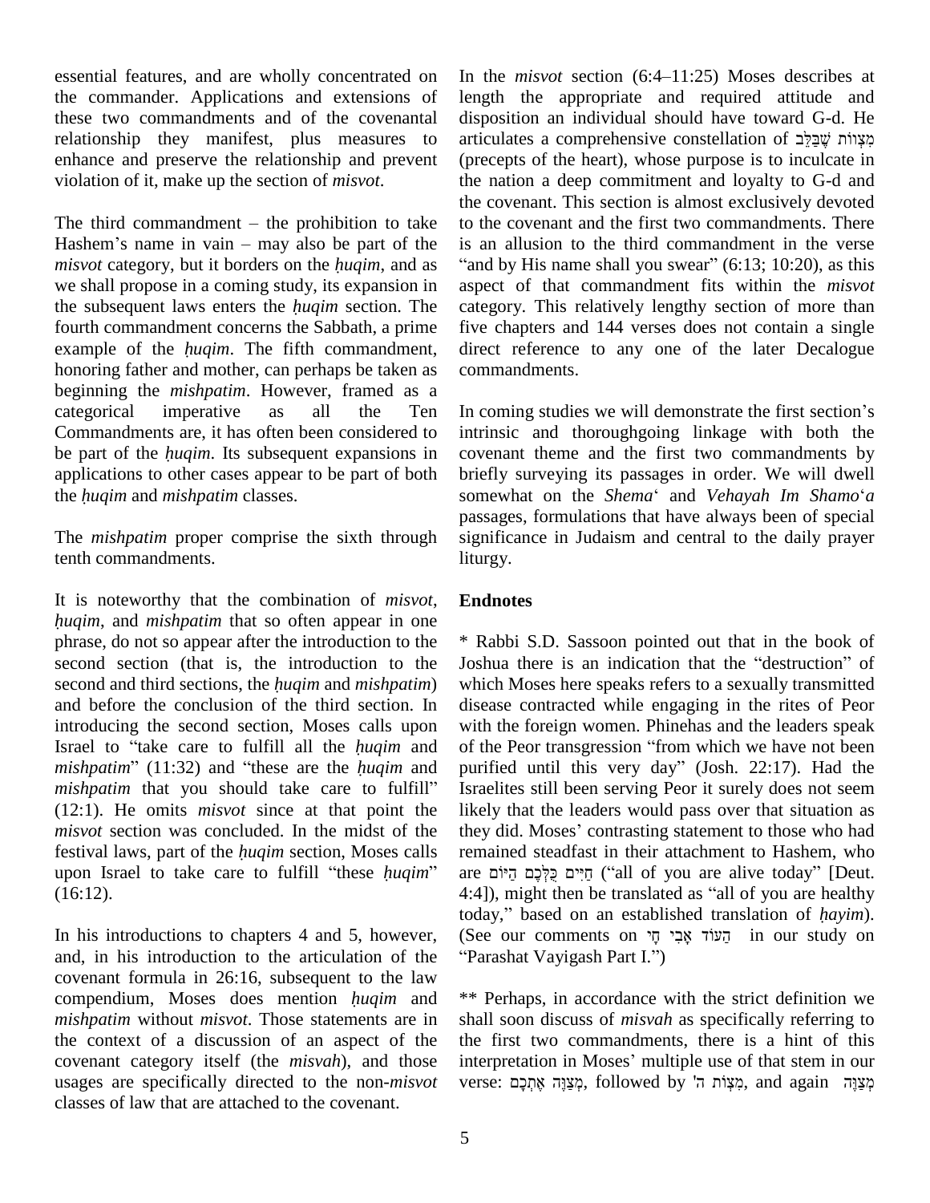essential features, and are wholly concentrated on the commander. Applications and extensions of these two commandments and of the covenantal relationship they manifest, plus measures to enhance and preserve the relationship and prevent violation of it, make up the section of *misvot*.

The third commandment – the prohibition to take Hashem's name in vain – may also be part of the *misvot* category, but it borders on the *ḥuqim*, and as we shall propose in a coming study, its expansion in the subsequent laws enters the *ḥuqim* section. The fourth commandment concerns the Sabbath, a prime example of the *ḥuqim*. The fifth commandment, honoring father and mother, can perhaps be taken as beginning the *mishpatim*. However, framed as a categorical imperative as all the Ten Commandments are, it has often been considered to be part of the *ḥuqim*. Its subsequent expansions in applications to other cases appear to be part of both the *ḥuqim* and *mishpatim* classes.

The *mishpatim* proper comprise the sixth through tenth commandments.

It is noteworthy that the combination of *misvot*, *ḥuqim*, and *mishpatim* that so often appear in one phrase, do not so appear after the introduction to the second section (that is, the introduction to the second and third sections, the *ḥuqim* and *mishpatim*) and before the conclusion of the third section. In introducing the second section, Moses calls upon Israel to "take care to fulfill all the *ḥuqim* and *mishpatim*" (11:32) and "these are the *ḥuqim* and *mishpatim* that you should take care to fulfill" (12:1). He omits *misvot* since at that point the *misvot* section was concluded. In the midst of the festival laws, part of the *ḥuqim* section, Moses calls upon Israel to take care to fulfill "these *ḥuqim*" (16:12).

In his introductions to chapters 4 and 5, however, and, in his introduction to the articulation of the covenant formula in 26:16, subsequent to the law compendium, Moses does mention *ḥuqim* and *mishpatim* without *misvot*. Those statements are in the context of a discussion of an aspect of the covenant category itself (the *misvah*), and those usages are specifically directed to the non-*misvot* classes of law that are attached to the covenant.

In the *misvot* section (6:4–11:25) Moses describes at length the appropriate and required attitude and disposition an individual should have toward G-d. He articulates a comprehensive constellation of מִצְוֹת שֶׁבַּלֵּב (precepts of the heart), whose purpose is to inculcate in the nation a deep commitment and loyalty to G-d and the covenant. This section is almost exclusively devoted to the covenant and the first two commandments. There is an allusion to the third commandment in the verse "and by His name shall you swear" (6:13; 10:20), as this aspect of that commandment fits within the *misvot* category. This relatively lengthy section of more than five chapters and 144 verses does not contain a single direct reference to any one of the later Decalogue commandments.

In coming studies we will demonstrate the first section's intrinsic and thoroughgoing linkage with both the covenant theme and the first two commandments by briefly surveying its passages in order. We will dwell somewhat on the *Shema*' and *Vehayah Im Shamo'a* passages, formulations that have always been of special significance in Judaism and central to the daily prayer liturgy.

## Endnotes

\* Rabbi S.D. Sassoon pointed out that in the book of Joshua there is an indication that the "destruction" of which Moses here speaks refers to a sexually transmitted disease contracted while engaging in the rites of Peor with the foreign women. Phinehas and the leaders speak of the Peor transgression "from which we have not been purified until this very day" (Josh. 22:17). Had the Israelites still been serving Peor it surely does not seem likely that the leaders would pass over that situation as they did. Moses' contrasting statement to those who had remained steadfast in their attachment to Hashem, who are חַיִּים כֻּלְּכֶם הַיּוֹם ("all of you are alive today" [Deut. 4:4]), might then be translated as "all of you are healthy today," based on an established translation of *ḥayim*). (See our comments on הַעוֹד אָבִי חָי in our study on "Parashat Vayigash Part I.")

\*\* Perhaps, in accordance with the strict definition we shall soon discuss of *misvah* as specifically referring to the first two commandments, there is a hint of this interpretation in Moses' multiple use of that stem in our verse: מְצַוֶּה אֶתְכֶם, followed by מִצְוֹת ה', and again מְצַוֶּה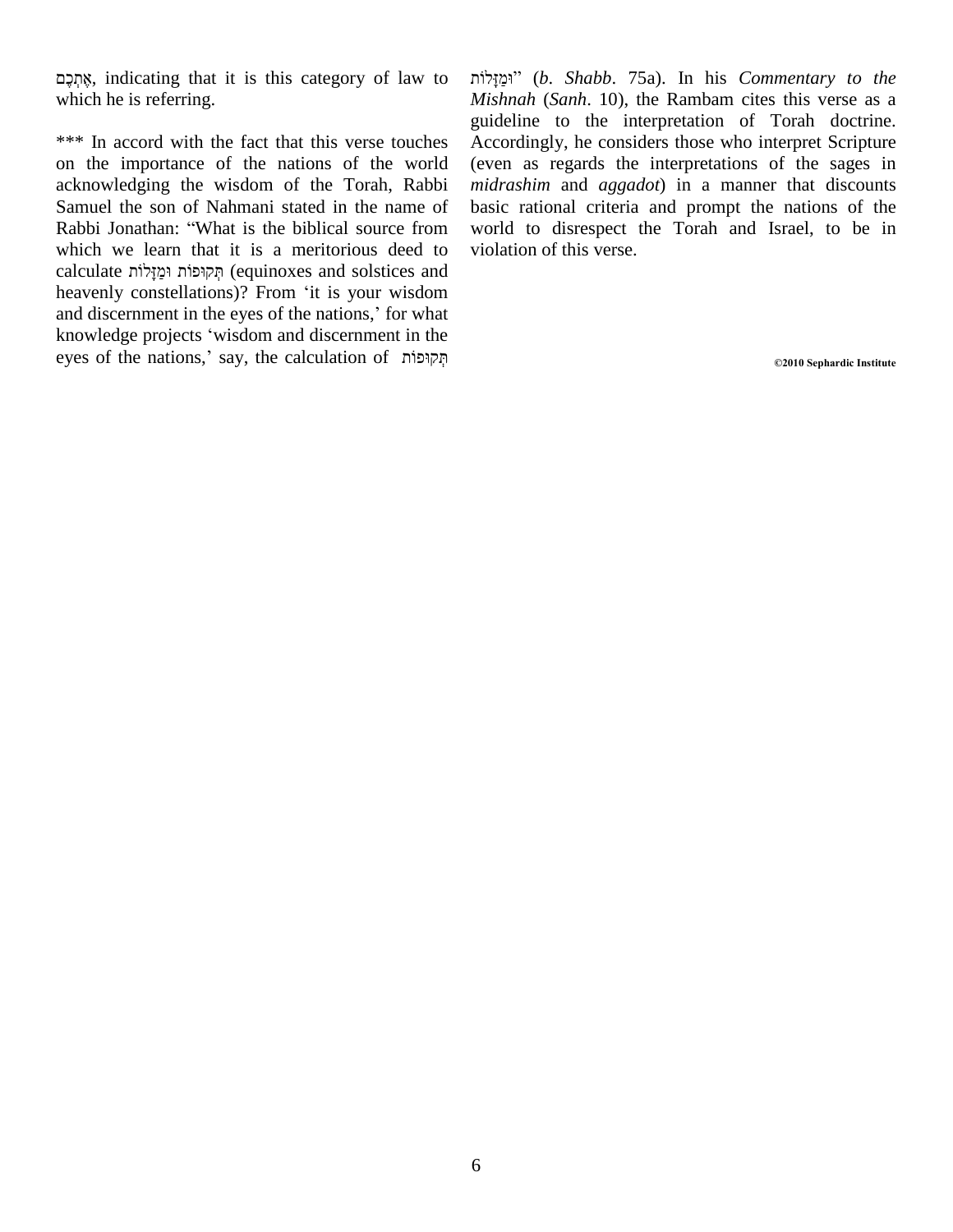אֶתְכֶם, indicating that it is this category of law to which he is referring.

*** In accord with the fact that this verse touches on the importance of the nations of the world acknowledging the wisdom of the Torah, Rabbi Samuel the son of Nahmani stated in the name of Rabbi Jonathan: "What is the biblical source from which we learn that it is a meritorious deed to calculate תְּקוּפוֹת וּמַזָּלוֹת (equinoxes and solstices and heavenly constellations)? From 'it is your wisdom and discernment in the eyes of the nations,' for what knowledge projects 'wisdom and discernment in the eyes of the nations,' say, the calculation of תְּקוּפוֹת וּמַזָּלוֹת" (*b. Shabb.* 75a). In his *Commentary to the Mishnah* (*Sanh.* 10), the Rambam cites this verse as a guideline to the interpretation of Torah doctrine. Accordingly, he considers those who interpret Scripture (even as regards the interpretations of the sages in *midrashim* and *aggadot*) in a manner that discounts basic rational criteria and prompt the nations of the world to disrespect the Torah and Israel, to be in violation of this verse.

**©2010 Sephardic Institute**